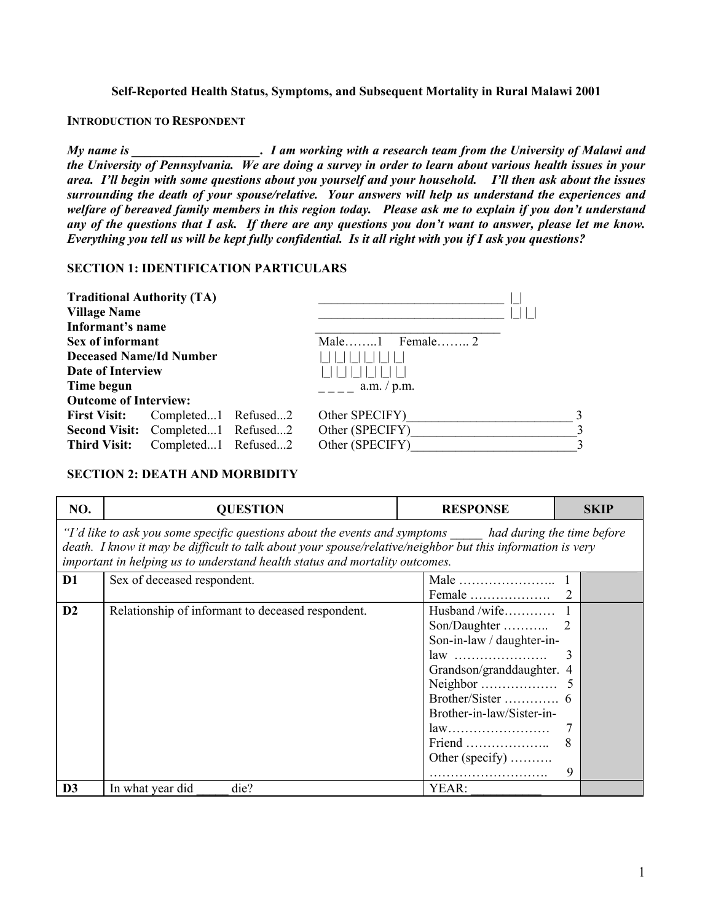**Self-Reported Health Status, Symptoms, and Subsequent Mortality in Rural Malawi 2001**

**INTRODUCTION TO RESPONDENT**

***My name is ____________________. I am working with a research team from the University of Malawi and the University of Pennsylvania. We are doing a survey in order to learn about various health issues in your area. I'll begin with some questions about you yourself and your household. I'll then ask about the issues surrounding the death of your spouse/relative. Your answers will help us understand the experiences and welfare of bereaved family members in this region today. Please ask me to explain if you don't understand any of the questions that I ask. If there are any questions you don't want to answer, please let me know. Everything you tell us will be kept fully confidential. Is it all right with you if I ask you questions?***

**SECTION 1: IDENTIFICATION PARTICULARS**

| | | | |
|---|---|---|---|
| **Traditional Authority (TA)** | | | ____________________________ \|_\| |
| **Village Name** | | | ____________________________ \|_\| \|_\| |
| **Informant's name** | | | ____________________________ |
| **Sex of informant** | | | Male……..1 Female…….. 2 |
| **Deceased Name/Id Number** | | | \|_\| \|_\| \|_\| \|_\| \|_\| \|_\| |
| **Date of Interview** | | | \|_\| \|_\| \|_\| \|_\| \|_\| \|_\| |
| **Time begun** | | | _ _ _ _ a.m. / p.m. |
| **Outcome of Interview:** | | | |
| **First Visit:** | Completed...1 | Refused...2 | Other SPECIFY)__________________________ 3 |
| **Second Visit:** | Completed...1 | Refused...2 | Other (SPECIFY)_________________________ 3 |
| **Third Visit:** | Completed...1 | Refused...2 | Other (SPECIFY)_________________________ 3 |

**SECTION 2: DEATH AND MORBIDITY**

| NO. | QUESTION | RESPONSE | SKIP |
|---|---|---|---|
| *"I'd like to ask you some specific questions about the events and symptoms _____ had during the time before death. I know it may be difficult to talk about your spouse/relative/neighbor but this information is very important in helping us to understand health status and mortality outcomes.* | | | |
| **D1** | Sex of deceased respondent. | Male ………………….. 1<br>Female ………………. 2 | |
| **D2** | Relationship of informant to deceased respondent. | Husband /wife………… 1<br>Son/Daughter ……….. 2<br>Son-in-law / daughter-in-law …………………. 3<br>Grandson/granddaughter. 4<br>Neighbor ……………… 5<br>Brother/Sister …………. 6<br>Brother-in-law/Sister-in-law…………………… 7<br>Friend ……………….. 8<br>Other (specify) ……….<br>………………………. 9 | |
| **D3** | In what year did _____ die? | YEAR: __________ | |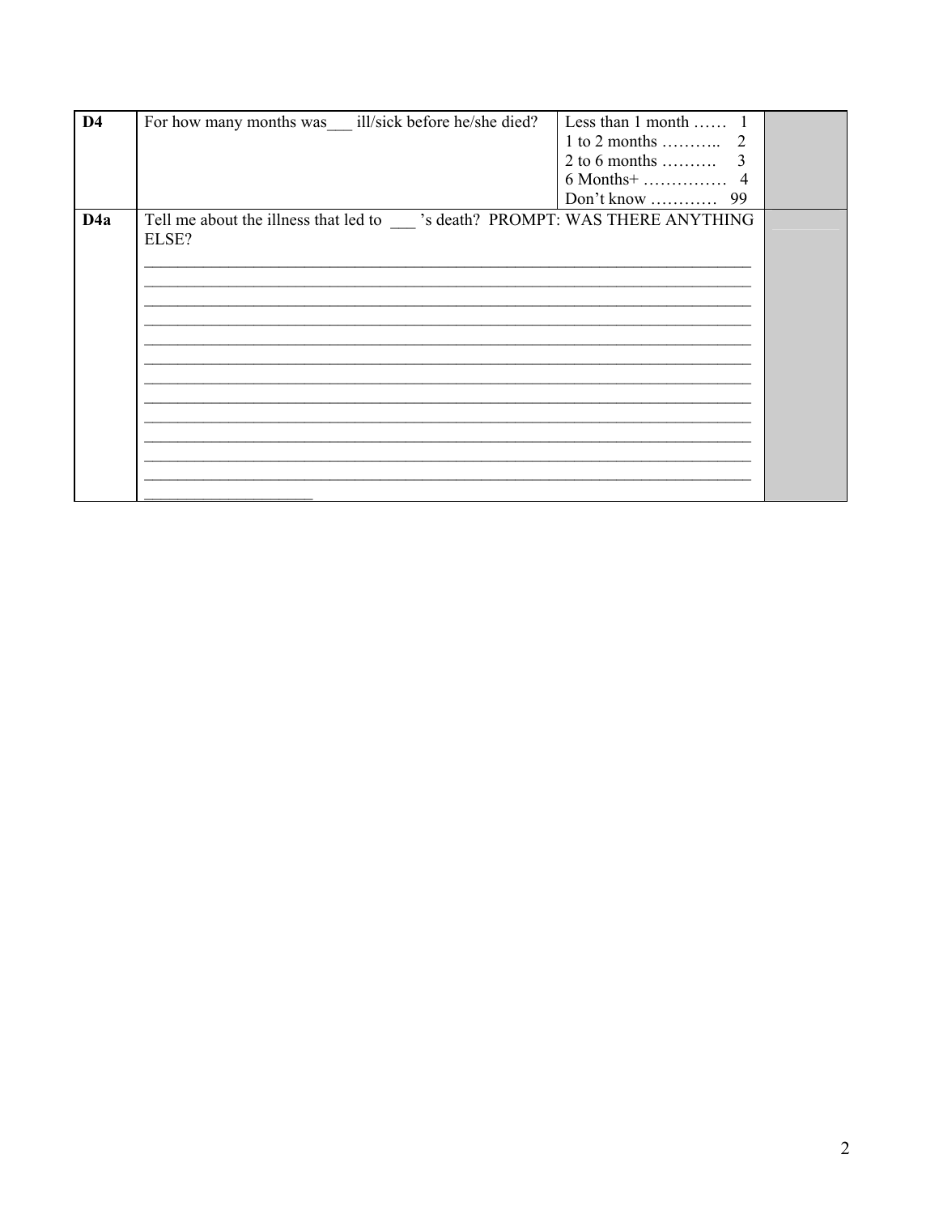| | | | |
|---|---|---|---|
| **D4** | For how many months was___ ill/sick before he/she died? | Less than 1 month …… 1<br>1 to 2 months ……….. 2<br>2 to 6 months ………. 3<br>6 Months+ …………… 4<br>Don't know ………… 99 | |
| **D4a** | Tell me about the illness that led to ___ 's death? PROMPT: WAS THERE ANYTHING ELSE?<br>____________________________________________________________________________<br>____________________________________________________________________________<br>____________________________________________________________________________<br>____________________________________________________________________________<br>____________________________________________________________________________<br>____________________________________________________________________________<br>____________________________________________________________________________<br>____________________________________________________________________________<br>____________________________________________________________________________<br>____________________________________________________________________________<br>____________________________________________________________________________<br>____________________________________________________________________________<br>_____________________ | | |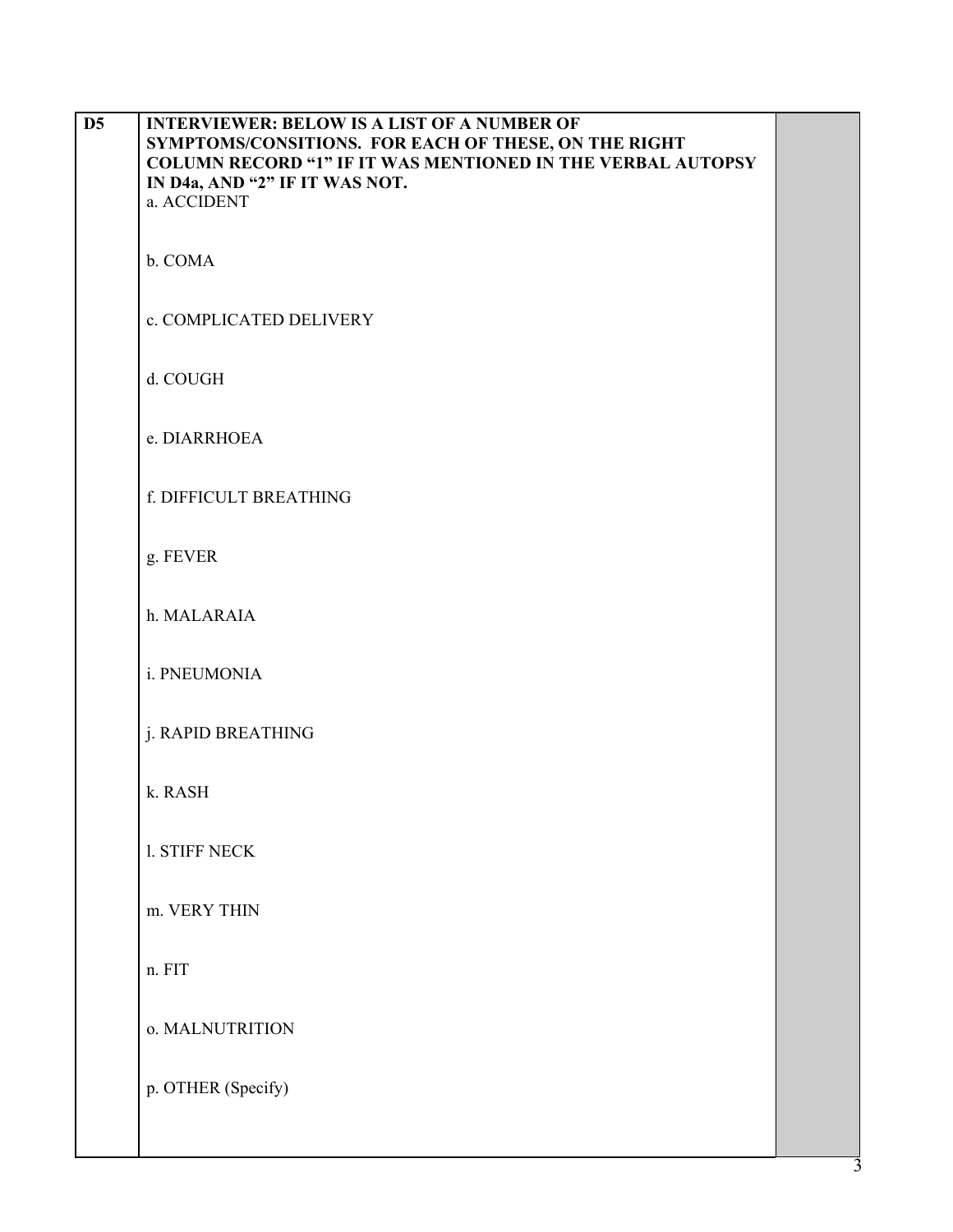| D5 | **INTERVIEWER: BELOW IS A LIST OF A NUMBER OF SYMPTOMS/CONSITIONS. FOR EACH OF THESE, ON THE RIGHT COLUMN RECORD "1" IF IT WAS MENTIONED IN THE VERBAL AUTOPSY IN D4a, AND "2" IF IT WAS NOT.** | |
|---|---|---|
| | a. ACCIDENT | |
| | b. COMA | |
| | c. COMPLICATED DELIVERY | |
| | d. COUGH | |
| | e. DIARRHOEA | |
| | f. DIFFICULT BREATHING | |
| | g. FEVER | |
| | h. MALARAIA | |
| | i. PNEUMONIA | |
| | j. RAPID BREATHING | |
| | k. RASH | |
| | l. STIFF NECK | |
| | m. VERY THIN | |
| | n. FIT | |
| | o. MALNUTRITION | |
| | p. OTHER (Specify) | |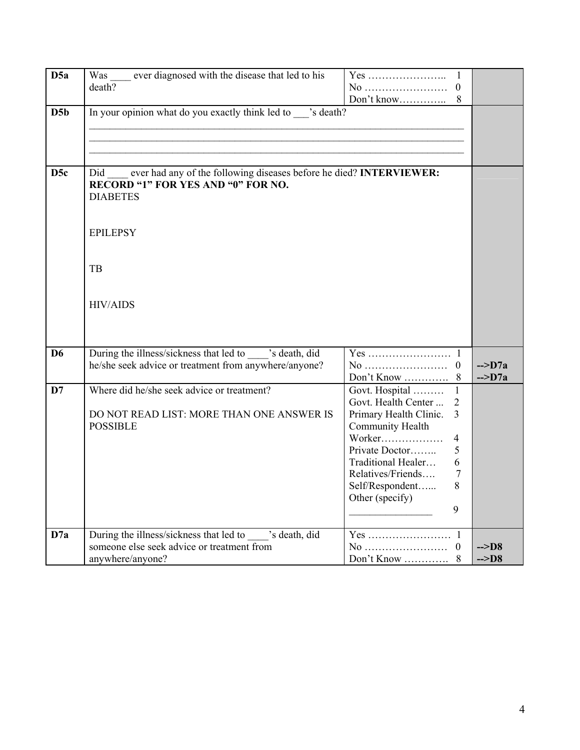| | | | |
|---|---|---|---|
| **D5a** | Was ____ ever diagnosed with the disease that led to his death? | Yes ………………….. 1<br>No …………………… 0<br>Don't know……….. 8 | |
| **D5b** | In your opinion what do you exactly think led to ___'s death?<br>______________________________<br>______________________________<br>______________________________ | | |
| **D5c** | Did ____ ever had any of the following diseases before he died? **INTERVIEWER: RECORD "1" FOR YES AND "0" FOR NO.**<br>DIABETES<br><br>EPILEPSY<br><br>TB<br><br>HIV/AIDS | | |
| **D6** | During the illness/sickness that led to ____'s death, did he/she seek advice or treatment from anywhere/anyone? | Yes …………………… 1<br>No …………………… 0<br>Don't Know ……….. 8 | <br>**-->D7a**<br>**-->D7a** |
| **D7** | Where did he/she seek advice or treatment?<br><br>DO NOT READ LIST: MORE THAN ONE ANSWER IS POSSIBLE | Govt. Hospital ……… 1<br>Govt. Health Center ... 2<br>Primary Health Clinic. 3<br>Community Health Worker……………… 4<br>Private Doctor…….. 5<br>Traditional Healer… 6<br>Relatives/Friends…. 7<br>Self/Respondent…... 8<br>Other (specify)<br>_______________ 9 | |
| **D7a** | During the illness/sickness that led to ____'s death, did someone else seek advice or treatment from anywhere/anyone? | Yes …………………… 1<br>No …………………… 0<br>Don't Know ……….. 8 | <br>**-->D8**<br>**-->D8** |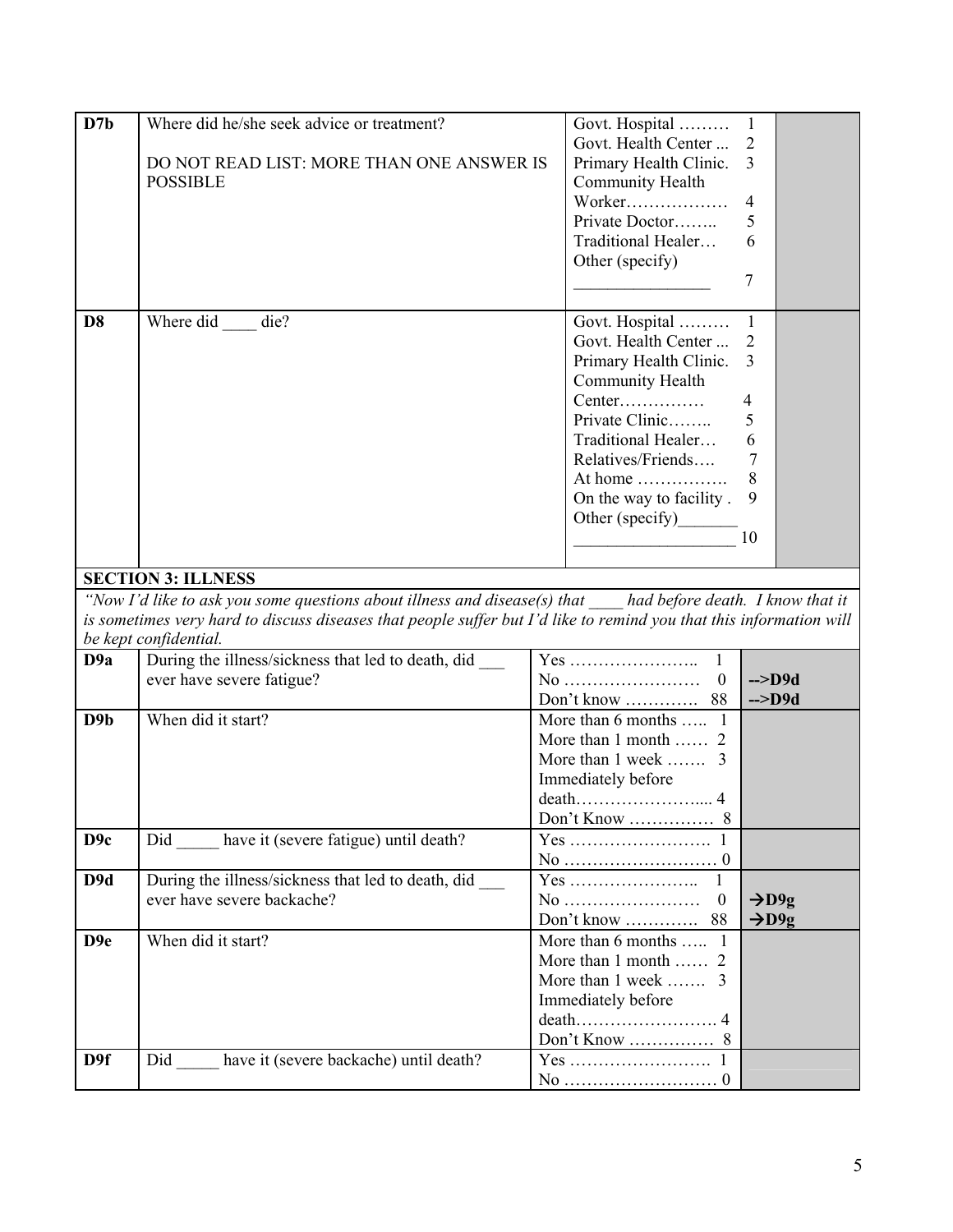| | | | |
|---|---|---|---|
| **D7b** | Where did he/she seek advice or treatment?<br><br>DO NOT READ LIST: MORE THAN ONE ANSWER IS POSSIBLE | Govt. Hospital ……… 1<br>Govt. Health Center ... 2<br>Primary Health Clinic. 3<br>Community Health Worker……………… 4<br>Private Doctor…….. 5<br>Traditional Healer… 6<br>Other (specify) _______________ 7 | |
| **D8** | Where did ____ die? | Govt. Hospital ……… 1<br>Govt. Health Center ... 2<br>Primary Health Clinic. 3<br>Community Health Center…………… 4<br>Private Clinic…….. 5<br>Traditional Healer… 6<br>Relatives/Friends…. 7<br>At home ……………. 8<br>On the way to facility . 9<br>Other (specify)_______ __________________ 10 | |
| **SECTION 3: ILLNESS** | | | |
| *"Now I'd like to ask you some questions about illness and disease(s) that ____ had before death. I know that it is sometimes very hard to discuss diseases that people suffer but I'd like to remind you that this information will be kept confidential.* | | | |
| **D9a** | During the illness/sickness that led to death, did ___ ever have severe fatigue? | Yes ………………….. 1<br>No …………………… 0<br>Don't know …………. 88 | <br>**-->D9d**<br>**-->D9d** |
| **D9b** | When did it start? | More than 6 months ….. 1<br>More than 1 month …… 2<br>More than 1 week ……. 3<br>Immediately before death………………….... 4<br>Don't Know …………… 8 | |
| **D9c** | Did _____ have it (severe fatigue) until death? | Yes ……………………. 1<br>No ……………………… 0 | |
| **D9d** | During the illness/sickness that led to death, did ___ ever have severe backache? | Yes ………………….. 1<br>No …………………… 0<br>Don't know …………. 88 | <br>**→D9g**<br>**→D9g** |
| **D9e** | When did it start? | More than 6 months ….. 1<br>More than 1 month …… 2<br>More than 1 week ……. 3<br>Immediately before death……………………. 4<br>Don't Know …………… 8 | |
| **D9f** | Did _____ have it (severe backache) until death? | Yes ……………………. 1<br>No ……………………… 0 | |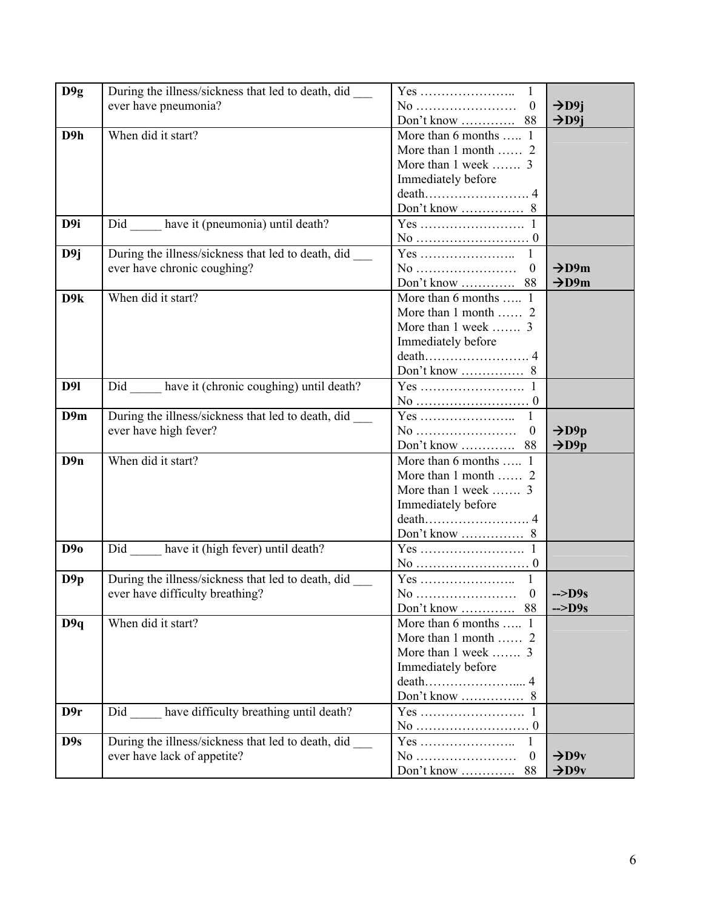| | | | |
|---|---|---|---|
| **D9g** | During the illness/sickness that led to death, did ___ ever have pneumonia? | Yes ………………….. 1<br>No …………………… 0<br>Don't know …………. 88 | <br>→**D9j**<br>→**D9j** |
| **D9h** | When did it start? | More than 6 months ….. 1<br>More than 1 month …… 2<br>More than 1 week ……. 3<br>Immediately before death……………………. 4<br>Don't know …………… 8 | |
| **D9i** | Did _____ have it (pneumonia) until death? | Yes ……………………. 1<br>No ……………………… 0 | |
| **D9j** | During the illness/sickness that led to death, did ___ ever have chronic coughing? | Yes ………………….. 1<br>No …………………… 0<br>Don't know …………. 88 | <br>→**D9m**<br>→**D9m** |
| **D9k** | When did it start? | More than 6 months ….. 1<br>More than 1 month …… 2<br>More than 1 week ……. 3<br>Immediately before death……………………. 4<br>Don't know …………… 8 | |
| **D9l** | Did _____ have it (chronic coughing) until death? | Yes ……………………. 1<br>No ……………………… 0 | |
| **D9m** | During the illness/sickness that led to death, did ___ ever have high fever? | Yes ………………….. 1<br>No …………………… 0<br>Don't know …………. 88 | <br>→**D9p**<br>→**D9p** |
| **D9n** | When did it start? | More than 6 months ….. 1<br>More than 1 month …… 2<br>More than 1 week ……. 3<br>Immediately before death……………………. 4<br>Don't know …………… 8 | |
| **D9o** | Did _____ have it (high fever) until death? | Yes ……………………. 1<br>No ……………………… 0 | |
| **D9p** | During the illness/sickness that led to death, did ___ ever have difficulty breathing? | Yes ………………….. 1<br>No …………………… 0<br>Don't know …………. 88 | <br>**-->D9s**<br>**-->D9s** |
| **D9q** | When did it start? | More than 6 months ….. 1<br>More than 1 month …… 2<br>More than 1 week ……. 3<br>Immediately before death………………….... 4<br>Don't know …………… 8 | |
| **D9r** | Did _____ have difficulty breathing until death? | Yes ……………………. 1<br>No ……………………… 0 | |
| **D9s** | During the illness/sickness that led to death, did ___ ever have lack of appetite? | Yes ………………….. 1<br>No …………………… 0<br>Don't know …………. 88 | <br>→**D9v**<br>→**D9v** |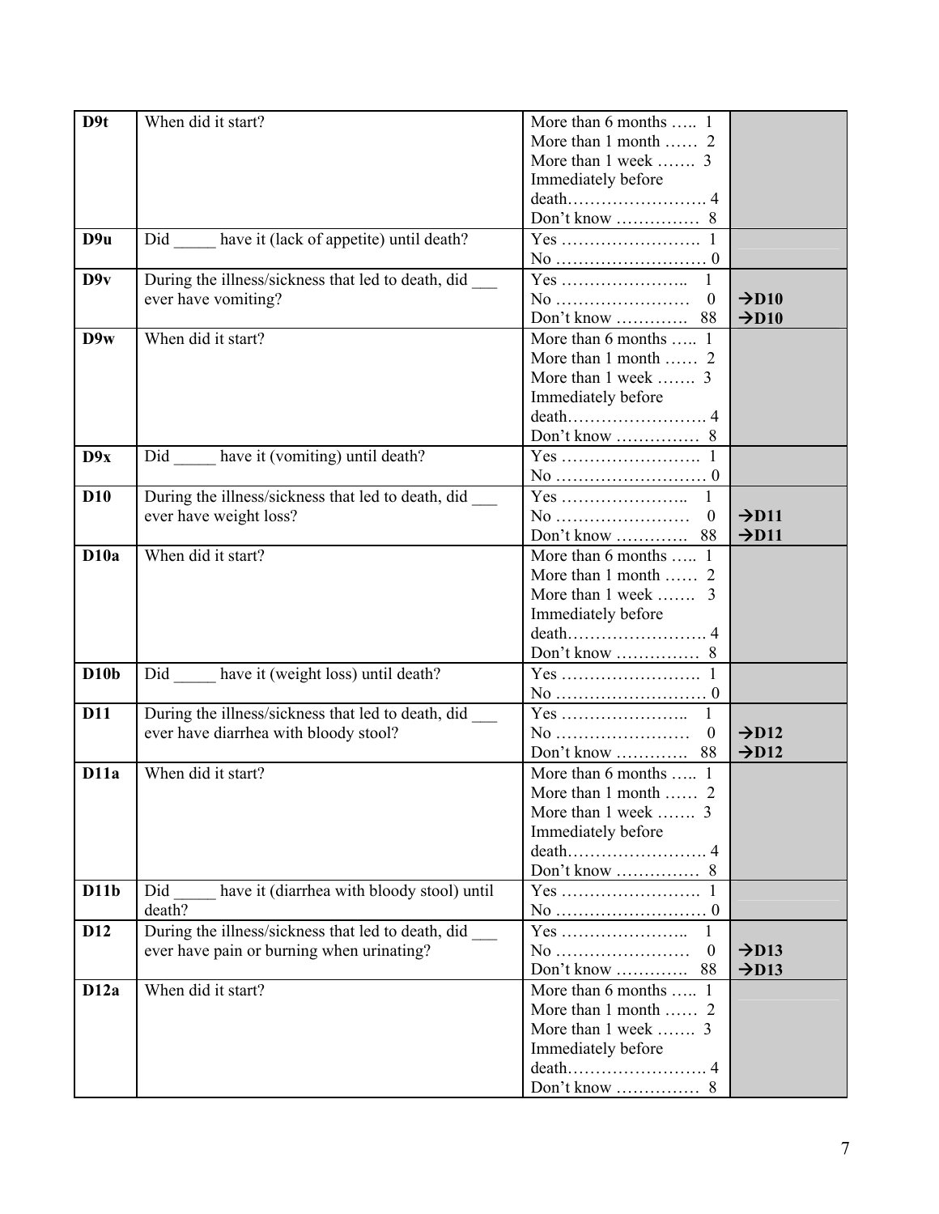| | | | |
|---|---|---|---|
| **D9t** | When did it start? | More than 6 months ….. 1<br>More than 1 month …… 2<br>More than 1 week ……. 3<br>Immediately before death……………………. 4<br>Don't know …………… 8 | |
| **D9u** | Did _____ have it (lack of appetite) until death? | Yes ……………………. 1<br>No ……………………… 0 | |
| **D9v** | During the illness/sickness that led to death, did ___ ever have vomiting? | Yes ………………….. 1<br>No …………………… 0<br>Don't know ………….. 88 | <br>→**D10**<br>→**D10** |
| **D9w** | When did it start? | More than 6 months ….. 1<br>More than 1 month …… 2<br>More than 1 week ……. 3<br>Immediately before death……………………. 4<br>Don't know …………… 8 | |
| **D9x** | Did _____ have it (vomiting) until death? | Yes ……………………. 1<br>No ……………………… 0 | |
| **D10** | During the illness/sickness that led to death, did ___ ever have weight loss? | Yes ………………….. 1<br>No …………………… 0<br>Don't know ………….. 88 | <br>→**D11**<br>→**D11** |
| **D10a** | When did it start? | More than 6 months ….. 1<br>More than 1 month …… 2<br>More than 1 week ……. 3<br>Immediately before death……………………. 4<br>Don't know …………… 8 | |
| **D10b** | Did _____ have it (weight loss) until death? | Yes ……………………. 1<br>No ……………………… 0 | |
| **D11** | During the illness/sickness that led to death, did ___ ever have diarrhea with bloody stool? | Yes ………………….. 1<br>No …………………… 0<br>Don't know ………….. 88 | <br>→**D12**<br>→**D12** |
| **D11a** | When did it start? | More than 6 months ….. 1<br>More than 1 month …… 2<br>More than 1 week ……. 3<br>Immediately before death……………………. 4<br>Don't know …………… 8 | |
| **D11b** | Did _____ have it (diarrhea with bloody stool) until death? | Yes ……………………. 1<br>No ……………………… 0 | |
| **D12** | During the illness/sickness that led to death, did ___ ever have pain or burning when urinating? | Yes ………………….. 1<br>No …………………… 0<br>Don't know ………….. 88 | <br>→**D13**<br>→**D13** |
| **D12a** | When did it start? | More than 6 months ….. 1<br>More than 1 month …… 2<br>More than 1 week ……. 3<br>Immediately before death……………………. 4<br>Don't know …………… 8 | |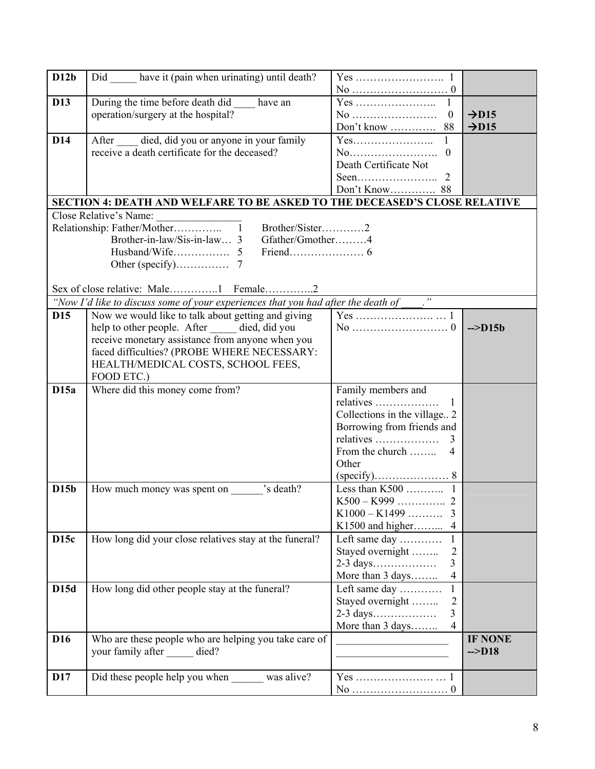| | | | |
|---|---|---|---|
| **D12b** | Did _____ have it (pain when urinating) until death? | Yes ……………………. 1<br>No ……………………… 0 | |
| **D13** | During the time before death did ____ have an operation/surgery at the hospital? | Yes ………………….. 1<br>No …………………… 0<br>Don't know …………. 88 | <br>→**D15**<br>→**D15** |
| **D14** | After ____ died, did you or anyone in your family receive a death certificate for the deceased? | Yes………………….. 1<br>No……………………. 0<br>Death Certificate Not Seen………………….. 2<br>Don't Know…………. 88 | |
| **SECTION 4: DEATH AND WELFARE TO BE ASKED TO THE DECEASED'S CLOSE RELATIVE** | | | |
| Close Relative's Name: _______________<br>Relationship: Father/Mother………….. 1 Brother/Sister…………2<br>Brother-in-law/Sis-in-law… 3 Gfather/Gmother………4<br>Husband/Wife……………. 5 Friend………………… 6<br>Other (specify)…………… 7<br><br>Sex of close relative: Male…………..1 Female…………..2 | | | |
| *"Now I'd like to discuss some of your experiences that you had after the death of ____."* | | | |
| **D15** | Now we would like to talk about getting and giving help to other people. After _____ died, did you receive monetary assistance from anyone when you faced difficulties? (PROBE WHERE NECESSARY: HEALTH/MEDICAL COSTS, SCHOOL FEES, FOOD ETC.) | Yes …………………. … 1<br>No ……………………… 0 | <br>**-->D15b** |
| **D15a** | Where did this money come from? | Family members and relatives ……………… 1<br>Collections in the village.. 2<br>Borrowing from friends and relatives ……………… 3<br>From the church …….. 4<br>Other (specify)………………… 8 | |
| **D15b** | How much money was spent on ______'s death? | Less than K500 ……….. 1<br>K500 – K999 ………….. 2<br>K1000 – K1499 ………. 3<br>K1500 and higher……... 4 | |
| **D15c** | How long did your close relatives stay at the funeral? | Left same day ………… 1<br>Stayed overnight …….. 2<br>2-3 days……………… 3<br>More than 3 days…….. 4 | |
| **D15d** | How long did other people stay at the funeral? | Left same day ………… 1<br>Stayed overnight …….. 2<br>2-3 days……………… 3<br>More than 3 days…….. 4 | |
| **D16** | Who are these people who are helping you take care of your family after _____ died? | ____________________<br>____________________ | **IF NONE -->D18** |
| **D17** | Did these people help you when ______ was alive? | Yes …………………. … 1<br>No ……………………… 0 | |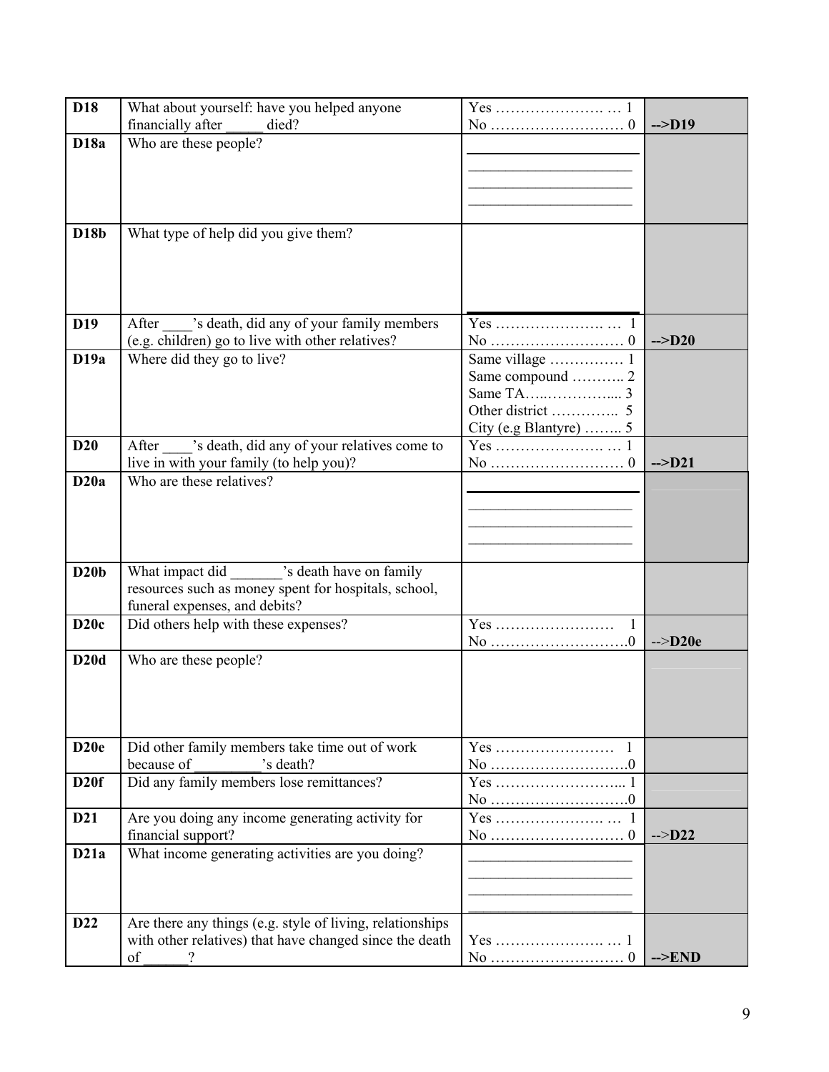| | | | |
|---|---|---|---|
| **D18** | What about yourself: have you helped anyone financially after _____ died? | Yes …………………. … 1<br>No ……………………… 0 | **-->D19** |
| **D18a** | Who are these people? | ____________________<br>____________________<br>____________________<br>____________________ | |
| **D18b** | What type of help did you give them? | | |
| **D19** | After ____'s death, did any of your family members (e.g. children) go to live with other relatives? | Yes …………………. … 1<br>No ……………………… 0 | **-->D20** |
| **D19a** | Where did they go to live? | Same village …………… 1<br>Same compound ……….. 2<br>Same TA…..………….... 3<br>Other district ………….. 5<br>City (e.g Blantyre) …….. 5 | |
| **D20** | After ____'s death, did any of your relatives come to live in with your family (to help you)? | Yes …………………. … 1<br>No ……………………… 0 | **-->D21** |
| **D20a** | Who are these relatives? | ____________________<br>____________________<br>____________________<br>____________________ | |
| **D20b** | What impact did _______'s death have on family resources such as money spent for hospitals, school, funeral expenses, and debits? | | |
| **D20c** | Did others help with these expenses? | Yes ……………………  1<br>No ……………………….0 | -->**D20e** |
| **D20d** | Who are these people? | | |
| **D20e** | Did other family members take time out of work because of _________'s death? | Yes ……………………  1<br>No ……………………….0 | |
| **D20f** | Did any family members lose remittances? | Yes ……………………... 1<br>No ……………………….0 | |
| **D21** | Are you doing any income generating activity for financial support? | Yes …………………. …  1<br>No ……………………… 0 | -->**D22** |
| **D21a** | What income generating activities are you doing? | ____________________<br>____________________<br>____________________<br>____________________ | |
| **D22** | Are there any things (e.g. style of living, relationships with other relatives) that have changed since the death of ______? | Yes …………………. … 1<br>No ……………………… 0 | **-->END** |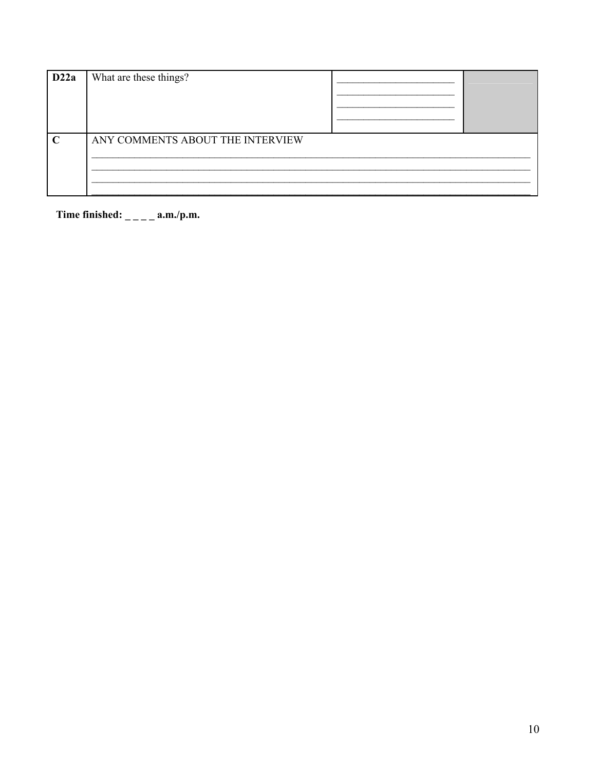| | | | |
|---|---|---|---|
| **D22a** | What are these things? | \_\_\_\_\_\_\_\_\_\_\_\_\_\_\_\_\_\_\_\_\_\_ <br> \_\_\_\_\_\_\_\_\_\_\_\_\_\_\_\_\_\_\_\_\_\_ <br> \_\_\_\_\_\_\_\_\_\_\_\_\_\_\_\_\_\_\_\_\_\_ <br> \_\_\_\_\_\_\_\_\_\_\_\_\_\_\_\_\_\_\_\_\_\_ | |
| **C** | ANY COMMENTS ABOUT THE INTERVIEW <br> \_\_\_\_\_\_\_\_\_\_\_\_\_\_\_\_\_\_\_\_\_\_\_\_\_\_\_\_\_\_\_\_\_\_\_\_\_\_\_\_\_\_\_\_\_\_\_\_\_\_\_\_\_\_\_\_\_\_\_\_\_\_\_\_\_\_ <br> \_\_\_\_\_\_\_\_\_\_\_\_\_\_\_\_\_\_\_\_\_\_\_\_\_\_\_\_\_\_\_\_\_\_\_\_\_\_\_\_\_\_\_\_\_\_\_\_\_\_\_\_\_\_\_\_\_\_\_\_\_\_\_\_\_\_ <br> \_\_\_\_\_\_\_\_\_\_\_\_\_\_\_\_\_\_\_\_\_\_\_\_\_\_\_\_\_\_\_\_\_\_\_\_\_\_\_\_\_\_\_\_\_\_\_\_\_\_\_\_\_\_\_\_\_\_\_\_\_\_\_\_\_\_ <br> \_\_\_\_\_\_\_\_\_\_\_\_\_\_\_\_\_\_\_\_\_\_\_\_\_\_\_\_\_\_\_\_\_\_\_\_\_\_\_\_\_\_\_\_\_\_\_\_\_\_\_\_\_\_\_\_\_\_\_\_\_\_\_\_\_\_ | | |

**Time finished: _ _ _ _ a.m./p.m.**